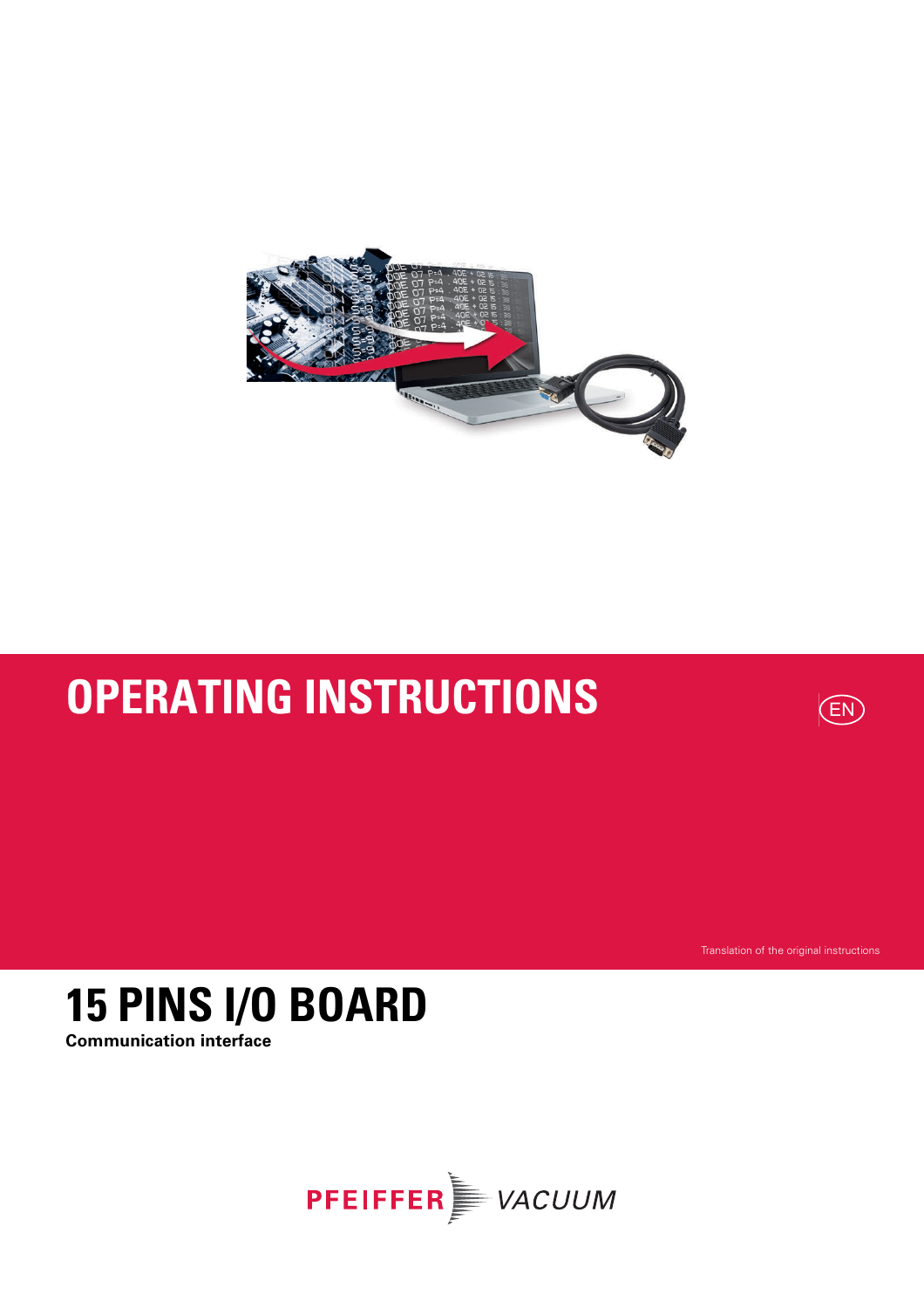# OPERATING INSTRUCTIONS

EN

Translation of the original instructions

# 15 PINS I/O BOARD

**Communication interface**

PFEIFFER VACUUM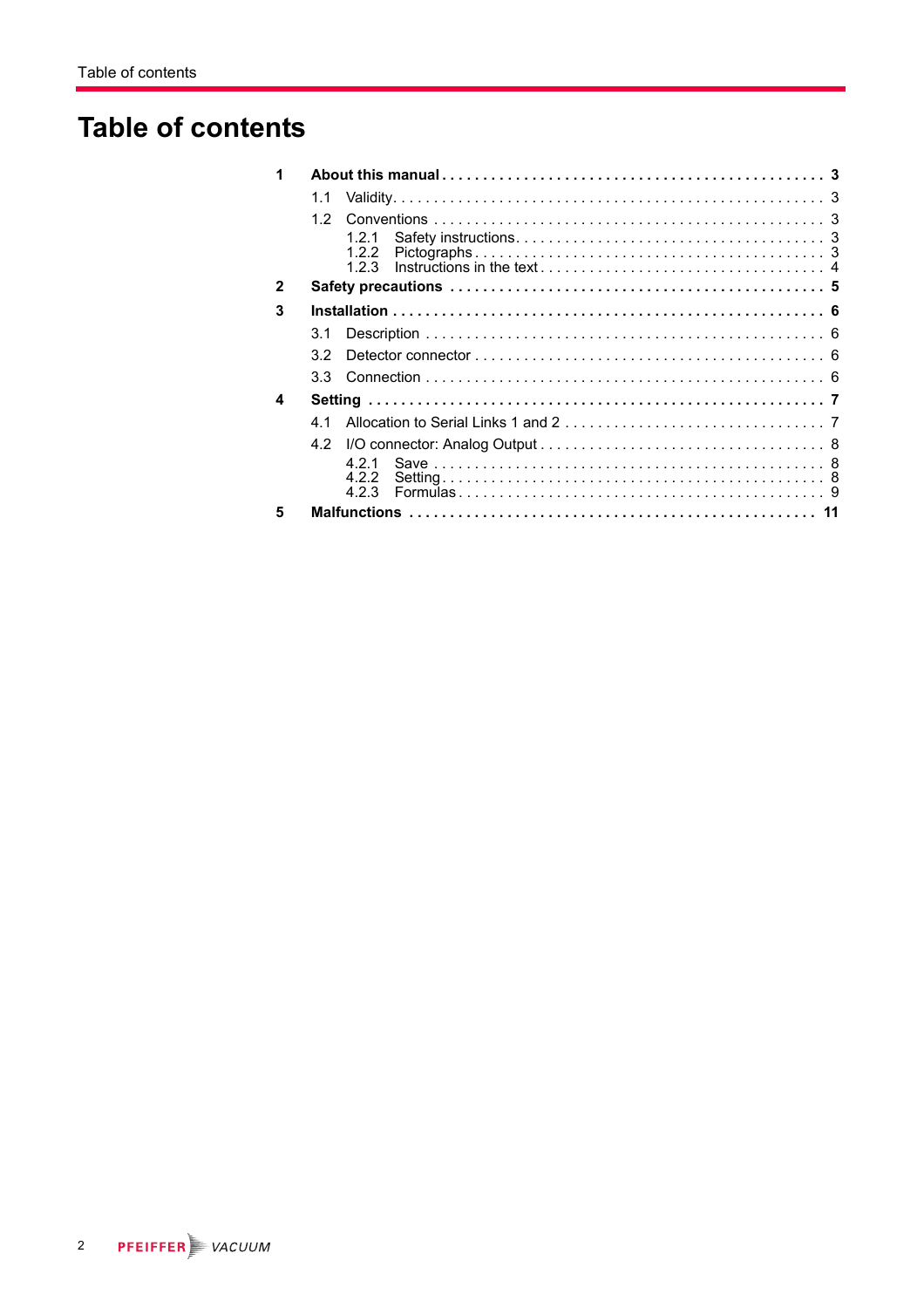# Table of contents

| | | |
|---|---|---|
| **1** | **About this manual** | **3** |
| | 1.1 Validity | 3 |
| | 1.2 Conventions | 3 |
| | 1.2.1 Safety instructions | 3 |
| | 1.2.2 Pictographs | 3 |
| | 1.2.3 Instructions in the text | 4 |
| **2** | **Safety precautions** | **5** |
| **3** | **Installation** | **6** |
| | 3.1 Description | 6 |
| | 3.2 Detector connector | 6 |
| | 3.3 Connection | 6 |
| **4** | **Setting** | **7** |
| | 4.1 Allocation to Serial Links 1 and 2 | 7 |
| | 4.2 I/O connector: Analog Output | 8 |
| | 4.2.1 Save | 8 |
| | 4.2.2 Setting | 8 |
| | 4.2.3 Formulas | 9 |
| **5** | **Malfunctions** | **11** |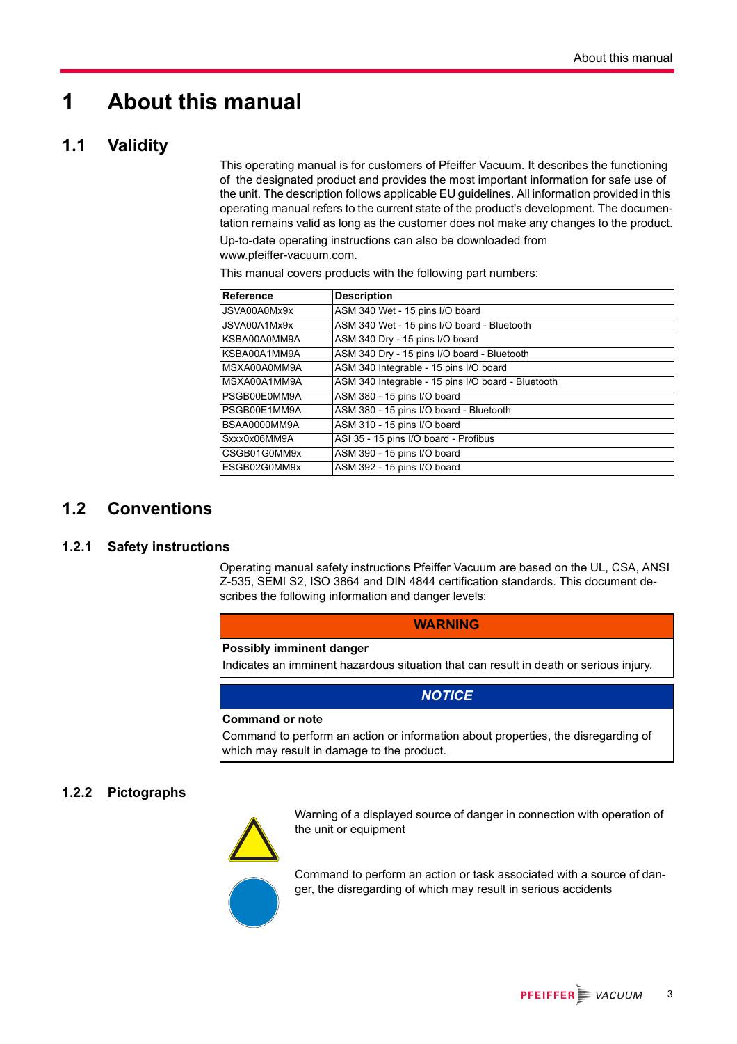# 1 About this manual

## 1.1 Validity

This operating manual is for customers of Pfeiffer Vacuum. It describes the functioning of the designated product and provides the most important information for safe use of the unit. The description follows applicable EU guidelines. All information provided in this operating manual refers to the current state of the product's development. The documentation remains valid as long as the customer does not make any changes to the product.

Up-to-date operating instructions can also be downloaded from www.pfeiffer-vacuum.com.

This manual covers products with the following part numbers:

| Reference | Description |
|---|---|
| JSVA00A0Mx9x | ASM 340 Wet - 15 pins I/O board |
| JSVA00A1Mx9x | ASM 340 Wet - 15 pins I/O board - Bluetooth |
| KSBA00A0MM9A | ASM 340 Dry - 15 pins I/O board |
| KSBA00A1MM9A | ASM 340 Dry - 15 pins I/O board - Bluetooth |
| MSXA00A0MM9A | ASM 340 Integrable - 15 pins I/O board |
| MSXA00A1MM9A | ASM 340 Integrable - 15 pins I/O board - Bluetooth |
| PSGB00E0MM9A | ASM 380 - 15 pins I/O board |
| PSGB00E1MM9A | ASM 380 - 15 pins I/O board - Bluetooth |
| BSAA0000MM9A | ASM 310 - 15 pins I/O board |
| Sxxx0x06MM9A | ASI 35 - 15 pins I/O board - Profibus |
| CSGB01G0MM9x | ASM 390 - 15 pins I/O board |
| ESGB02G0MM9x | ASM 392 - 15 pins I/O board |

## 1.2 Conventions

### 1.2.1 Safety instructions

Operating manual safety instructions Pfeiffer Vacuum are based on the UL, CSA, ANSI Z-535, SEMI S2, ISO 3864 and DIN 4844 certification standards. This document describes the following information and danger levels:

**WARNING**

**Possibly imminent danger**

Indicates an imminent hazardous situation that can result in death or serious injury.

***NOTICE***

**Command or note**

Command to perform an action or information about properties, the disregarding of which may result in damage to the product.

### 1.2.2 Pictographs

Warning of a displayed source of danger in connection with operation of the unit or equipment

Command to perform an action or task associated with a source of danger, the disregarding of which may result in serious accidents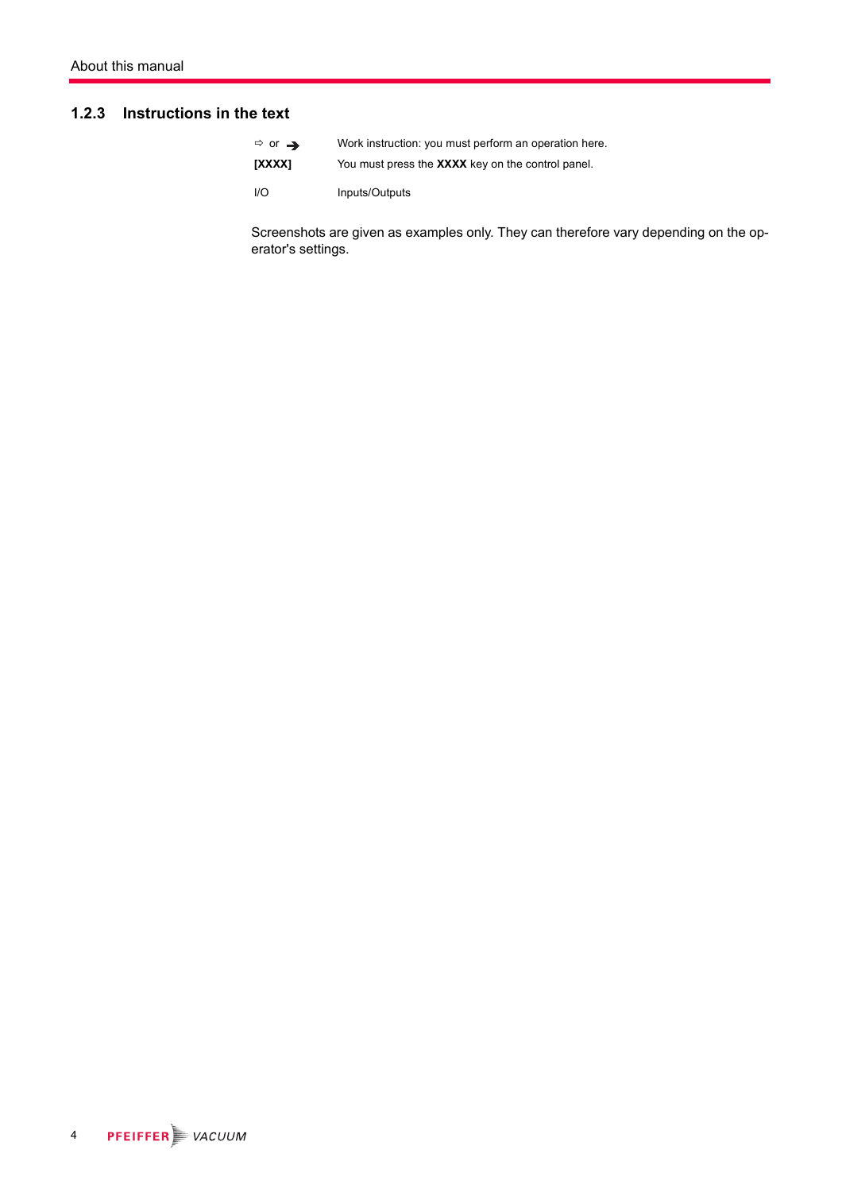### 1.2.3 Instructions in the text

| | |
|---|---|
| ⇨ or ➔ | Work instruction: you must perform an operation here. |
| **[XXXX]** | You must press the **XXXX** key on the control panel. |
| I/O | Inputs/Outputs |

Screenshots are given as examples only. They can therefore vary depending on the operator's settings.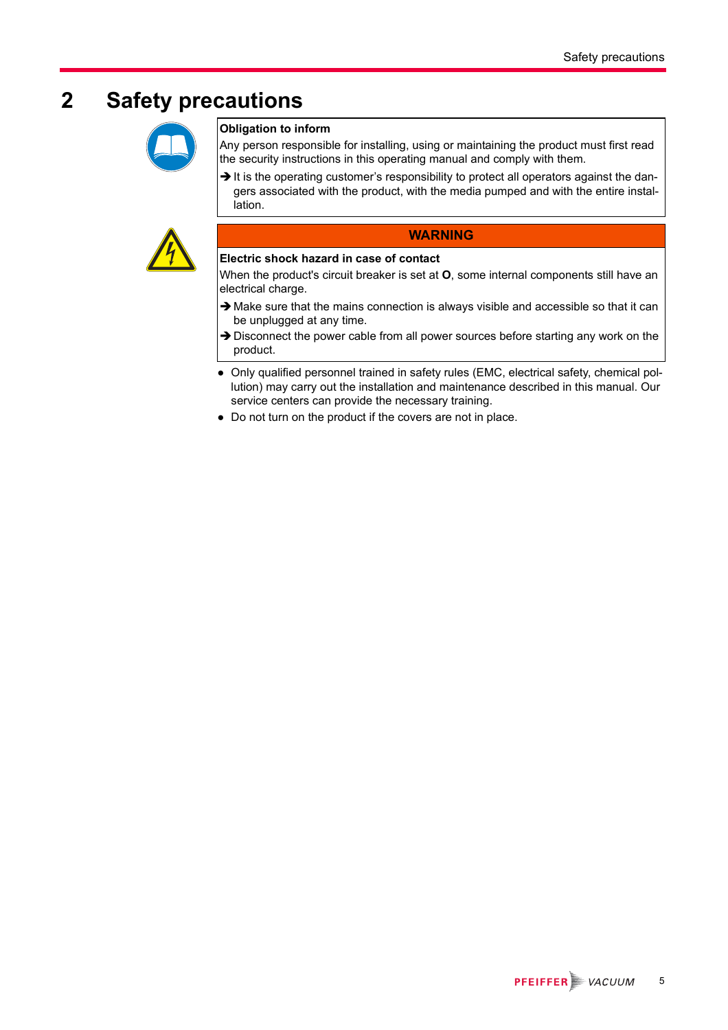# 2 Safety precautions

**Obligation to inform**

Any person responsible for installing, using or maintaining the product must first read the security instructions in this operating manual and comply with them.

➔ It is the operating customer's responsibility to protect all operators against the dangers associated with the product, with the media pumped and with the entire installation.

**WARNING**

**Electric shock hazard in case of contact**

When the product's circuit breaker is set at **O**, some internal components still have an electrical charge.

➔ Make sure that the mains connection is always visible and accessible so that it can be unplugged at any time.

➔ Disconnect the power cable from all power sources before starting any work on the product.

- Only qualified personnel trained in safety rules (EMC, electrical safety, chemical pollution) may carry out the installation and maintenance described in this manual. Our service centers can provide the necessary training.
- Do not turn on the product if the covers are not in place.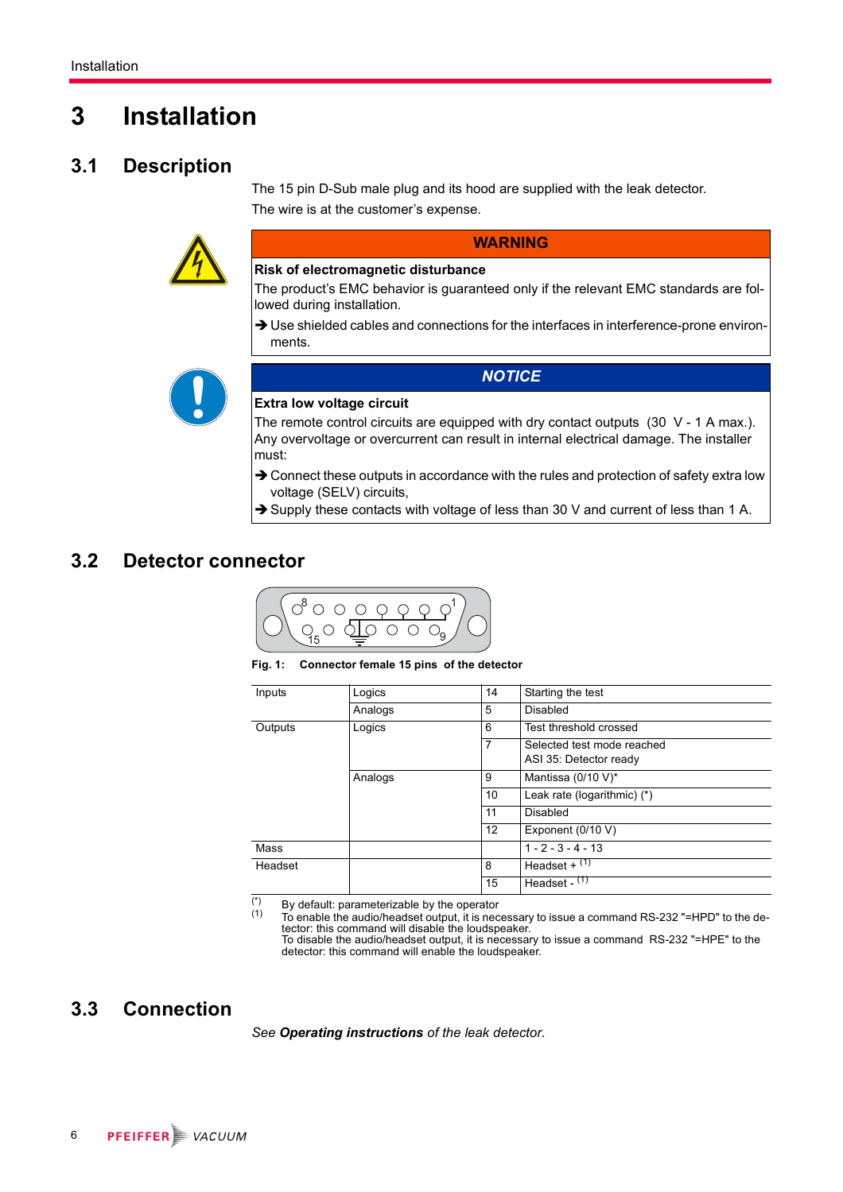# 3 Installation

## 3.1 Description

The 15 pin D-Sub male plug and its hood are supplied with the leak detector.

The wire is at the customer's expense.

**WARNING**

**Risk of electromagnetic disturbance**

The product's EMC behavior is guaranteed only if the relevant EMC standards are followed during installation.

➔ Use shielded cables and connections for the interfaces in interference-prone environments.

***NOTICE***

**Extra low voltage circuit**

The remote control circuits are equipped with dry contact outputs (30 V - 1 A max.). Any overvoltage or overcurrent can result in internal electrical damage. The installer must:

➔ Connect these outputs in accordance with the rules and protection of safety extra low voltage (SELV) circuits,

➔ Supply these contacts with voltage of less than 30 V and current of less than 1 A.

## 3.2 Detector connector

**Fig. 1: Connector female 15 pins of the detector**

| | | | |
|---|---|---|---|
| Inputs | Logics | 14 | Starting the test |
| | Analogs | 5 | Disabled |
| Outputs | Logics | 6 | Test threshold crossed |
| | | 7 | Selected test mode reached<br>ASI 35: Detector ready |
| | Analogs | 9 | Mantissa (0/10 V)* |
| | | 10 | Leak rate (logarithmic) (*) |
| | | 11 | Disabled |
| | | 12 | Exponent (0/10 V) |
| Mass | | | 1 - 2 - 3 - 4 - 13 |
| Headset | | 8 | Headset + (1) |
| | | 15 | Headset - (1) |

(*) By default: parameterizable by the operator

(1) To enable the audio/headset output, it is necessary to issue a command RS-232 "=HPD" to the detector: this command will disable the loudspeaker.
To disable the audio/headset output, it is necessary to issue a command RS-232 "=HPE" to the detector: this command will enable the loudspeaker.

## 3.3 Connection

*See **Operating instructions** of the leak detector.*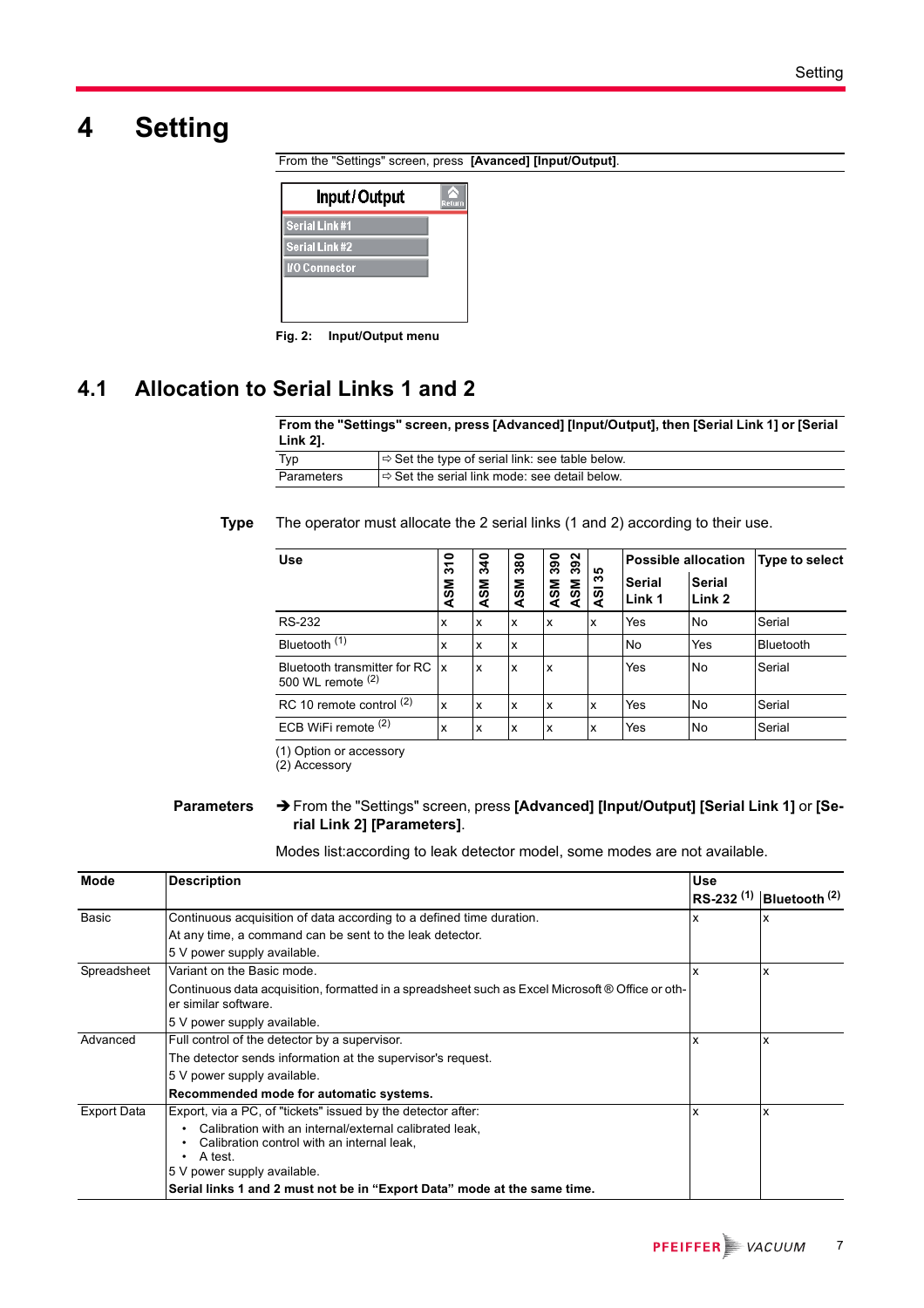# 4 Setting

From the "Settings" screen, press **[Avanced] [Input/Output]**.

Input/Output
Serial Link #1
Serial Link #2
I/O Connector

**Fig. 2: Input/Output menu**

## 4.1 Allocation to Serial Links 1 and 2

| From the "Settings" screen, press [Advanced] [Input/Output], then [Serial Link 1] or [Serial Link 2]. | |
|---|---|
| Typ | ⇨ Set the type of serial link: see table below. |
| Parameters | ⇨ Set the serial link mode: see detail below. |

**Type** The operator must allocate the 2 serial links (1 and 2) according to their use.

| Use | ASM 310 | ASM 340 | ASM 380 | ASM 390 ASM 392 | ASI 35 | Possible allocation | | Type to select |
|---|---|---|---|---|---|---|---|---|
| | | | | | | Serial Link 1 | Serial Link 2 | |
| RS-232 | x | x | x | x | x | Yes | No | Serial |
| Bluetooth (1) | x | x | x | | | No | Yes | Bluetooth |
| Bluetooth transmitter for RC 500 WL remote (2) | x | x | x | x | | Yes | No | Serial |
| RC 10 remote control (2) | x | x | x | x | x | Yes | No | Serial |
| ECB WiFi remote (2) | x | x | x | x | x | Yes | No | Serial |

(1) Option or accessory
(2) Accessory

**Parameters** ➔ From the "Settings" screen, press **[Advanced] [Input/Output] [Serial Link 1]** or **[Serial Link 2] [Parameters]**.

Modes list:according to leak detector model, some modes are not available.

| Mode | Description | Use | |
|---|---|---|---|
| | | RS-232 (1) | Bluetooth (2) |
| Basic | Continuous acquisition of data according to a defined time duration.<br>At any time, a command can be sent to the leak detector.<br>5 V power supply available. | x | x |
| Spreadsheet | Variant on the Basic mode.<br>Continuous data acquisition, formatted in a spreadsheet such as Excel Microsoft® Office or other similar software.<br>5 V power supply available. | x | x |
| Advanced | Full control of the detector by a supervisor.<br>The detector sends information at the supervisor's request.<br>5 V power supply available.<br>**Recommended mode for automatic systems.** | x | x |
| Export Data | Export, via a PC, of "tickets" issued by the detector after:<br>• Calibration with an internal/external calibrated leak,<br>• Calibration control with an internal leak,<br>• A test.<br>5 V power supply available.<br>**Serial links 1 and 2 must not be in "Export Data" mode at the same time.** | x | x |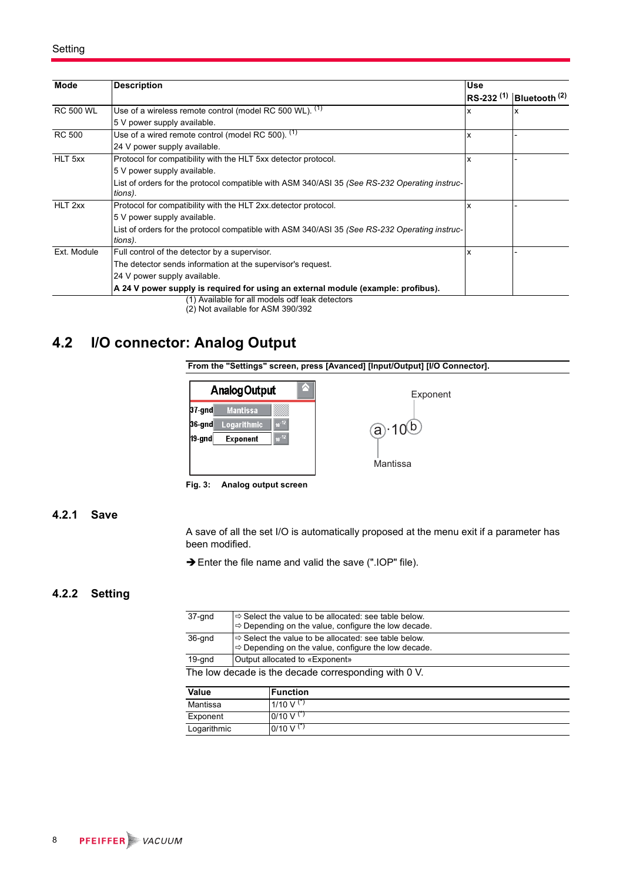| Mode | Description | Use | |
|---|---|---|---|
| | | RS-232 (1) | Bluetooth (2) |
| RC 500 WL | Use of a wireless remote control (model RC 500 WL). (1)<br>5 V power supply available. | x | x |
| RC 500 | Use of a wired remote control (model RC 500). (1)<br>24 V power supply available. | x | - |
| HLT 5xx | Protocol for compatibility with the HLT 5xx detector protocol.<br>5 V power supply available.<br>List of orders for the protocol compatible with ASM 340/ASI 35 *(See RS-232 Operating instructions)*. | x | - |
| HLT 2xx | Protocol for compatibility with the HLT 2xx.detector protocol.<br>5 V power supply available.<br>List of orders for the protocol compatible with ASM 340/ASI 35 *(See RS-232 Operating instructions)*. | x | - |
| Ext. Module | Full control of the detector by a supervisor.<br>The detector sends information at the supervisor's request.<br>24 V power supply available.<br>**A 24 V power supply is required for using an external module (example: profibus).** | x | - |

(1) Available for all models odf leak detectors
(2) Not available for ASM 390/392

## 4.2 I/O connector: Analog Output

**From the "Settings" screen, press [Avanced] [Input/Output] [I/O Connector].**

Analog Output

37-gnd Mantissa
36-gnd Logarithmic $10^{-12}$
19-gnd Exponent $10^{-12}$

Exponent

$a \cdot 10^{b}$

Mantissa

**Fig. 3: Analog output screen**

### 4.2.1 Save

A save of all the set I/O is automatically proposed at the menu exit if a parameter has been modified.

➔ Enter the file name and valid the save (".IOP" file).

### 4.2.2 Setting

| | |
|---|---|
| 37-gnd | ⇨ Select the value to be allocated: see table below.<br>⇨ Depending on the value, configure the low decade. |
| 36-gnd | ⇨ Select the value to be allocated: see table below.<br>⇨ Depending on the value, configure the low decade. |
| 19-gnd | Output allocated to «Exponent» |

The low decade is the decade corresponding with 0 V.

| Value | Function |
|---|---|
| Mantissa | 1/10 V (*) |
| Exponent | 0/10 V (*) |
| Logarithmic | 0/10 V (*) |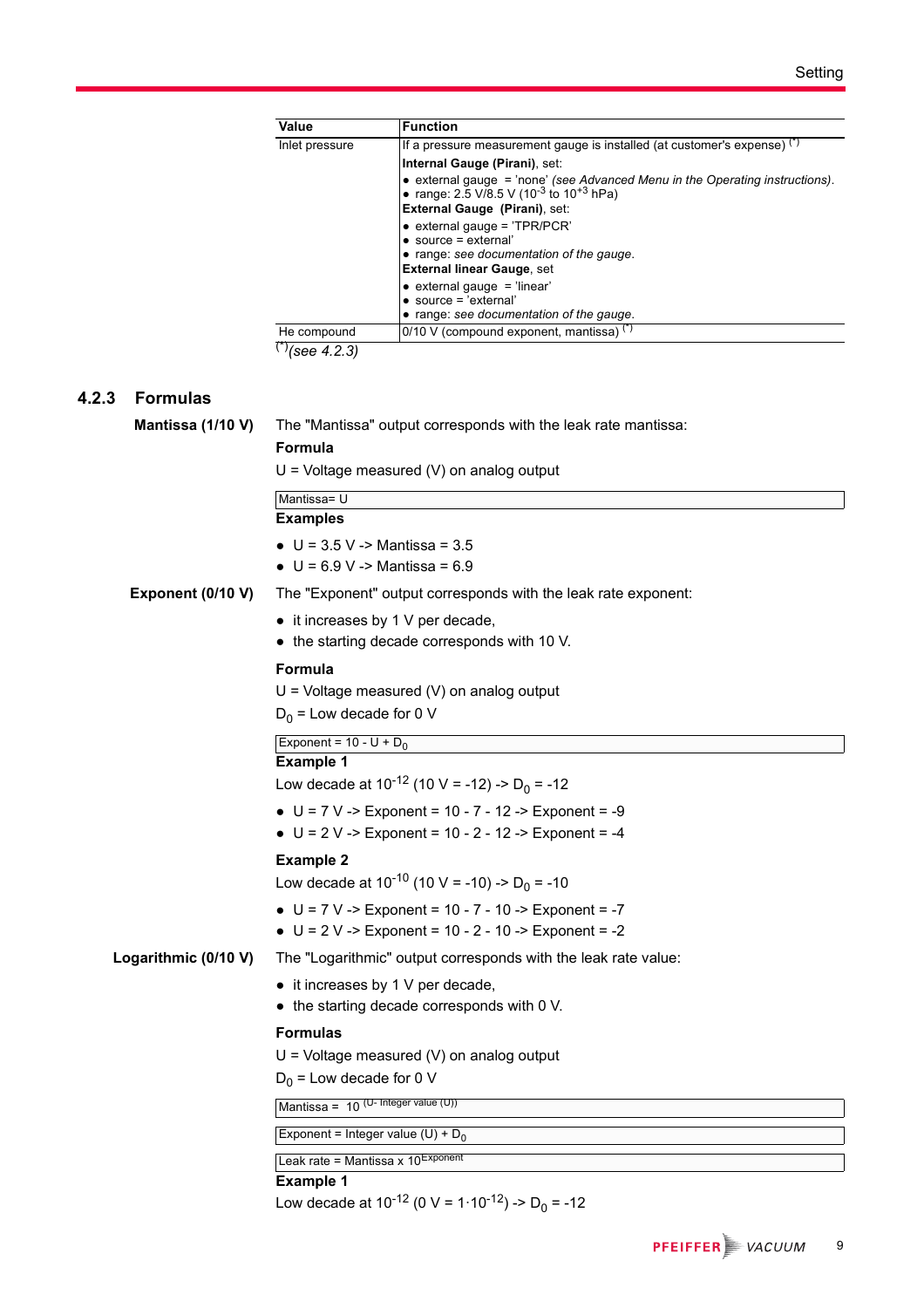| Value | Function |
|---|---|
| Inlet pressure | If a pressure measurement gauge is installed (at customer's expense) (*)<br>**Internal Gauge (Pirani)**, set:<br>• external gauge = 'none' *(see Advanced Menu in the Operating instructions)*.<br>• range: 2.5 V/8.5 V ($10^{-3}$ to $10^{+3}$ hPa)<br>**External Gauge (Pirani)**, set:<br>• external gauge = 'TPR/PCR'<br>• source = external'<br>• range: *see documentation of the gauge*.<br>**External linear Gauge**, set<br>• external gauge = 'linear'<br>• source = 'external'<br>• range: *see documentation of the gauge*. |
| He compound | 0/10 V (compound exponent, mantissa) (*) |

(*)*(see 4.2.3)*

### 4.2.3 Formulas

**Mantissa (1/10 V)**

The "Mantissa" output corresponds with the leak rate mantissa:

**Formula**

U = Voltage measured (V) on analog output

| Mantissa= U |
|---|

**Examples**

- U = 3.5 V -> Mantissa = 3.5
- U = 6.9 V -> Mantissa = 6.9

**Exponent (0/10 V)**

The "Exponent" output corresponds with the leak rate exponent:

- it increases by 1 V per decade,
- the starting decade corresponds with 10 V.

**Formula**

U = Voltage measured (V) on analog output

$D_0$ = Low decade for 0 V

| Exponent = 10 - U + $D_0$ |
|---|

**Example 1**

Low decade at $10^{-12}$ (10 V = -12) -> $D_0$ = -12

- U = 7 V -> Exponent = 10 - 7 - 12 -> Exponent = -9
- U = 2 V -> Exponent = 10 - 2 - 12 -> Exponent = -4

**Example 2**

Low decade at $10^{-10}$ (10 V = -10) -> $D_0$ = -10

- U = 7 V -> Exponent = 10 - 7 - 10 -> Exponent = -7
- U = 2 V -> Exponent = 10 - 2 - 10 -> Exponent = -2

**Logarithmic (0/10 V)**

The "Logarithmic" output corresponds with the leak rate value:

- it increases by 1 V per decade,
- the starting decade corresponds with 0 V.

**Formulas**

U = Voltage measured (V) on analog output

$D_0$ = Low decade for 0 V

| Mantissa = $10^{(U - \text{Integer value (U)})}$ |
|---|

| Exponent = Integer value (U) + $D_0$ |
|---|

| Leak rate = Mantissa x $10^{\text{Exponent}}$ |
|---|

**Example 1**

Low decade at $10^{-12}$ (0 V = $1 \cdot 10^{-12}$) -> $D_0$ = -12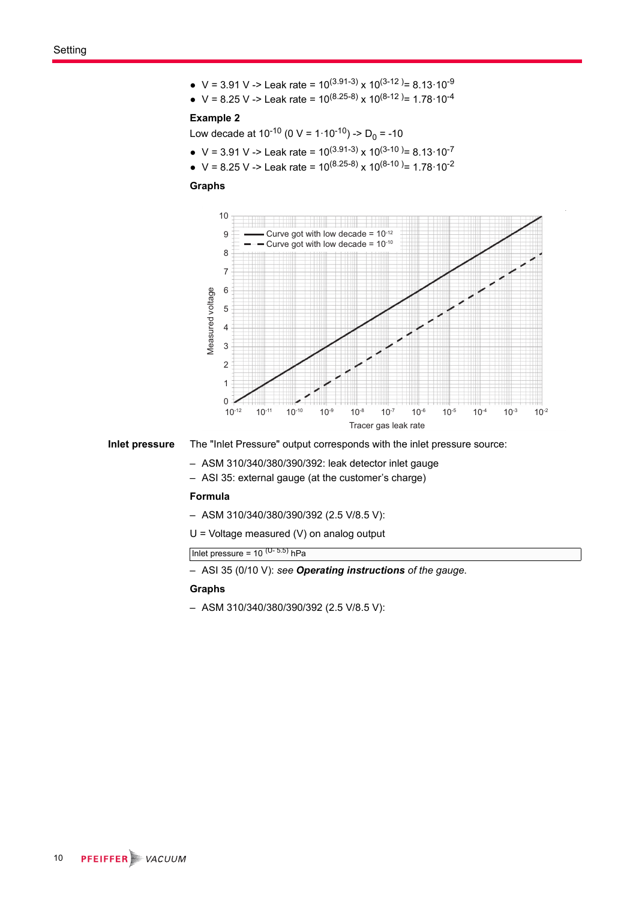- V = 3.91 V -> Leak rate = $10^{(3.91-3)}$ x $10^{(3-12)}$= $8.13 \cdot 10^{-9}$
- V = 8.25 V -> Leak rate = $10^{(8.25-8)}$ x $10^{(8-12)}$= $1.78 \cdot 10^{-4}$

**Example 2**

Low decade at $10^{-10}$ (0 V = $1 \cdot 10^{-10}$) -> $D_0$ = -10

- V = 3.91 V -> Leak rate = $10^{(3.91-3)}$ x $10^{(3-10)}$= $8.13 \cdot 10^{-7}$
- V = 8.25 V -> Leak rate = $10^{(8.25-8)}$ x $10^{(8-10)}$= $1.78 \cdot 10^{-2}$

**Graphs**

Curve got with low decade = $10^{-12}$

Curve got with low decade = $10^{-10}$

Measured voltage

Tracer gas leak rate

**Inlet pressure**

The "Inlet Pressure" output corresponds with the inlet pressure source:

- ASM 310/340/380/390/392: leak detector inlet gauge
- ASI 35: external gauge (at the customer's charge)

**Formula**

- ASM 310/340/380/390/392 (2.5 V/8.5 V):

U = Voltage measured (V) on analog output

| Inlet pressure = $10^{(U-5.5)}$ hPa |
|---|

- ASI 35 (0/10 V): *see* ***Operating instructions*** *of the gauge.*

**Graphs**

- ASM 310/340/380/390/392 (2.5 V/8.5 V):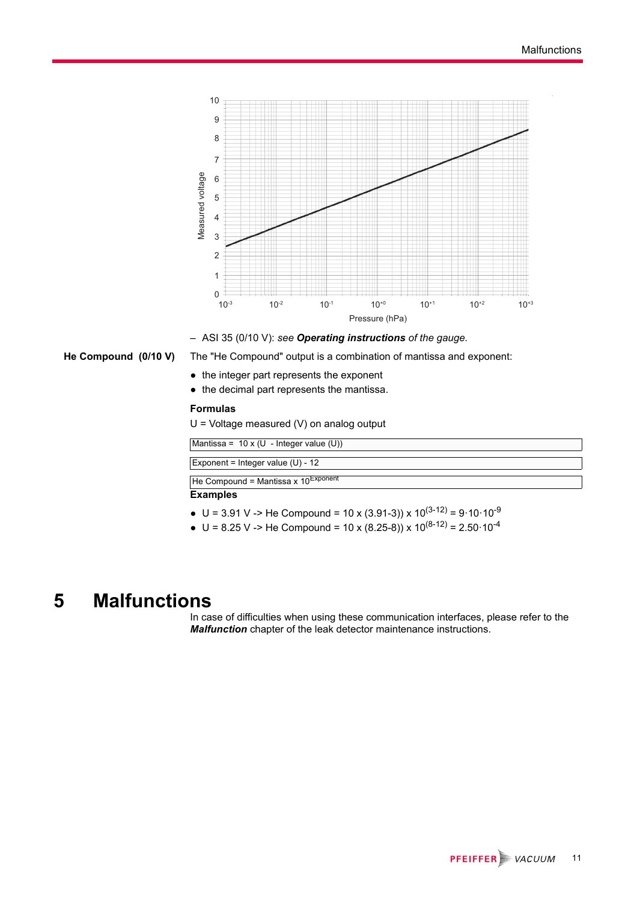– ASI 35 (0/10 V): *see* ***Operating instructions*** *of the gauge.*

**He Compound (0/10 V)**

The "He Compound" output is a combination of mantissa and exponent:

- the integer part represents the exponent
- the decimal part represents the mantissa.

**Formulas**

U = Voltage measured (V) on analog output

| Mantissa = 10 x (U - Integer value (U)) |
|---|

| Exponent = Integer value (U) - 12 |
|---|

| He Compound = Mantissa x $10^{Exponent}$ |
|---|

**Examples**

- U = 3.91 V -> He Compound = 10 x (3.91-3)) x $10^{(3-12)}$ = $9 \cdot 10 \cdot 10^{-9}$
- U = 8.25 V -> He Compound = 10 x (8.25-8)) x $10^{(8-12)}$ = $2.50 \cdot 10^{-4}$

# 5 Malfunctions

In case of difficulties when using these communication interfaces, please refer to the ***Malfunction*** chapter of the leak detector maintenance instructions.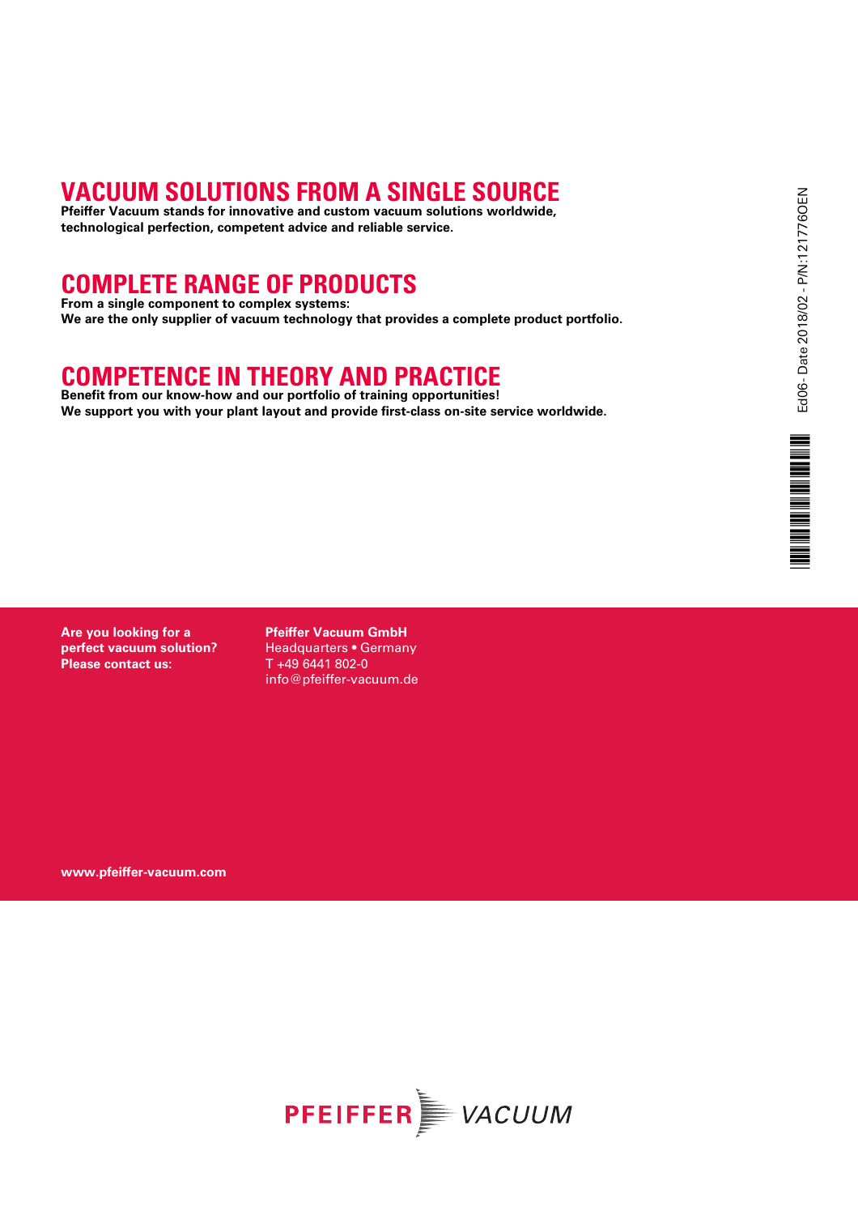## VACUUM SOLUTIONS FROM A SINGLE SOURCE

**Pfeiffer Vacuum stands for innovative and custom vacuum solutions worldwide, technological perfection, competent advice and reliable service.**

## COMPLETE RANGE OF PRODUCTS

**From a single component to complex systems:**
**We are the only supplier of vacuum technology that provides a complete product portfolio.**

## COMPETENCE IN THEORY AND PRACTICE

**Benefit from our know-how and our portfolio of training opportunities!**
**We support you with your plant layout and provide first-class on-site service worldwide.**

Ed06- Date 2018/02 - P/N:1217760EN

**Are you looking for a perfect vacuum solution? Please contact us:**

**Pfeiffer Vacuum GmbH**
Headquarters • Germany
T +49 6441 802-0
info@pfeiffer-vacuum.de

**www.pfeiffer-vacuum.com**

PFEIFFER VACUUM